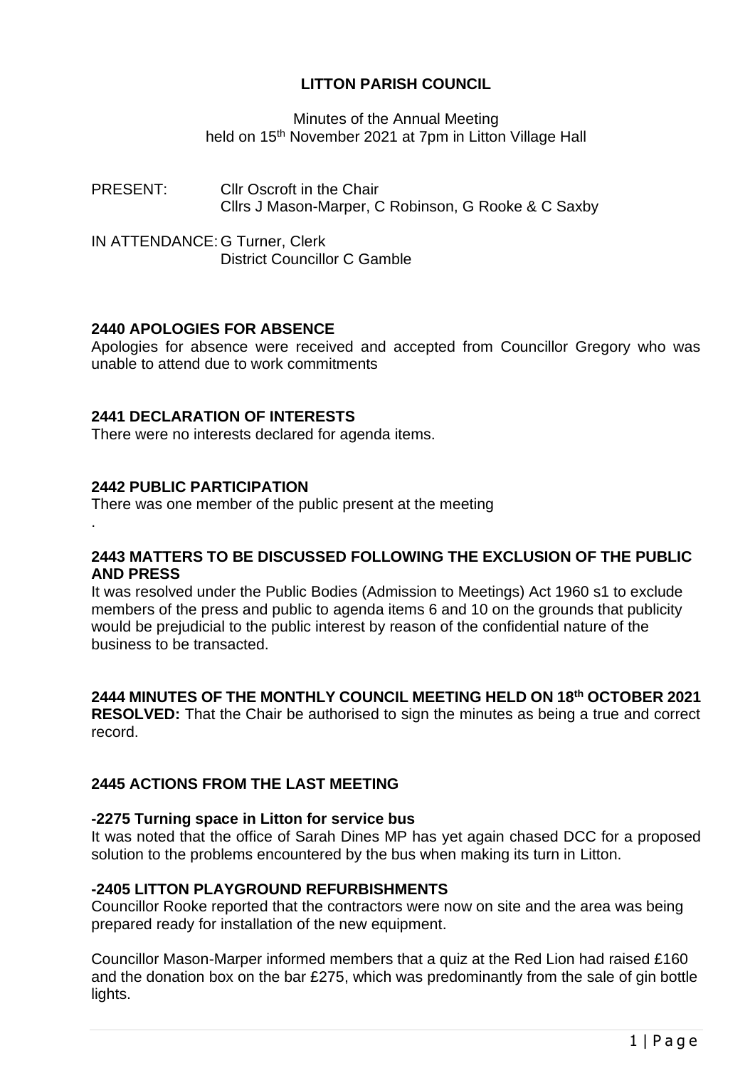**LITTON PARISH COUNCIL**

Minutes of the Annual Meeting
held on 15th November 2021 at 7pm in Litton Village Hall

PRESENT: Cllr Oscroft in the Chair
Cllrs J Mason-Marper, C Robinson, G Rooke & C Saxby

IN ATTENDANCE: G Turner, Clerk
District Councillor C Gamble

**2440 APOLOGIES FOR ABSENCE**

Apologies for absence were received and accepted from Councillor Gregory who was unable to attend due to work commitments

**2441 DECLARATION OF INTERESTS**

There were no interests declared for agenda items.

**2442 PUBLIC PARTICIPATION**

There was one member of the public present at the meeting

.

**2443 MATTERS TO BE DISCUSSED FOLLOWING THE EXCLUSION OF THE PUBLIC AND PRESS**

It was resolved under the Public Bodies (Admission to Meetings) Act 1960 s1 to exclude members of the press and public to agenda items 6 and 10 on the grounds that publicity would be prejudicial to the public interest by reason of the confidential nature of the business to be transacted.

**2444 MINUTES OF THE MONTHLY COUNCIL MEETING HELD ON 18th OCTOBER 2021**

**RESOLVED:** That the Chair be authorised to sign the minutes as being a true and correct record.

**2445 ACTIONS FROM THE LAST MEETING**

**-2275 Turning space in Litton for service bus**

It was noted that the office of Sarah Dines MP has yet again chased DCC for a proposed solution to the problems encountered by the bus when making its turn in Litton.

**-2405 LITTON PLAYGROUND REFURBISHMENTS**

Councillor Rooke reported that the contractors were now on site and the area was being prepared ready for installation of the new equipment.

Councillor Mason-Marper informed members that a quiz at the Red Lion had raised £160 and the donation box on the bar £275, which was predominantly from the sale of gin bottle lights.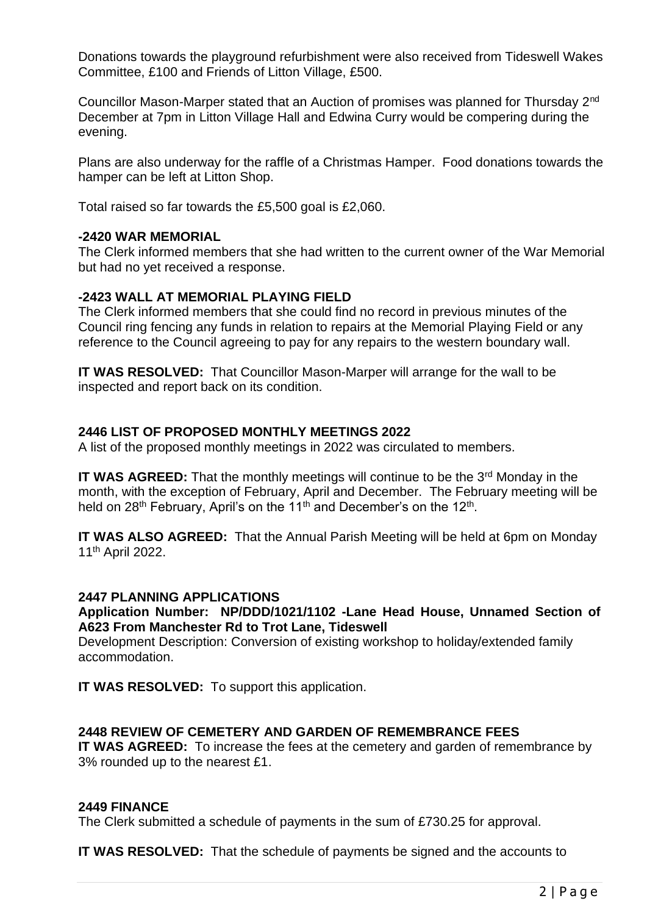Donations towards the playground refurbishment were also received from Tideswell Wakes Committee, £100 and Friends of Litton Village, £500.

Councillor Mason-Marper stated that an Auction of promises was planned for Thursday 2nd December at 7pm in Litton Village Hall and Edwina Curry would be compering during the evening.

Plans are also underway for the raffle of a Christmas Hamper. Food donations towards the hamper can be left at Litton Shop.

Total raised so far towards the £5,500 goal is £2,060.

**-2420 WAR MEMORIAL**

The Clerk informed members that she had written to the current owner of the War Memorial but had no yet received a response.

**-2423 WALL AT MEMORIAL PLAYING FIELD**

The Clerk informed members that she could find no record in previous minutes of the Council ring fencing any funds in relation to repairs at the Memorial Playing Field or any reference to the Council agreeing to pay for any repairs to the western boundary wall.

**IT WAS RESOLVED:** That Councillor Mason-Marper will arrange for the wall to be inspected and report back on its condition.

**2446 LIST OF PROPOSED MONTHLY MEETINGS 2022**

A list of the proposed monthly meetings in 2022 was circulated to members.

**IT WAS AGREED:** That the monthly meetings will continue to be the 3rd Monday in the month, with the exception of February, April and December. The February meeting will be held on 28th February, April's on the 11th and December's on the 12th.

**IT WAS ALSO AGREED:** That the Annual Parish Meeting will be held at 6pm on Monday 11th April 2022.

**2447 PLANNING APPLICATIONS**

**Application Number: NP/DDD/1021/1102 -Lane Head House, Unnamed Section of A623 From Manchester Rd to Trot Lane, Tideswell**

Development Description: Conversion of existing workshop to holiday/extended family accommodation.

**IT WAS RESOLVED:** To support this application.

**2448 REVIEW OF CEMETERY AND GARDEN OF REMEMBRANCE FEES**

**IT WAS AGREED:** To increase the fees at the cemetery and garden of remembrance by 3% rounded up to the nearest £1.

**2449 FINANCE**

The Clerk submitted a schedule of payments in the sum of £730.25 for approval.

**IT WAS RESOLVED:** That the schedule of payments be signed and the accounts to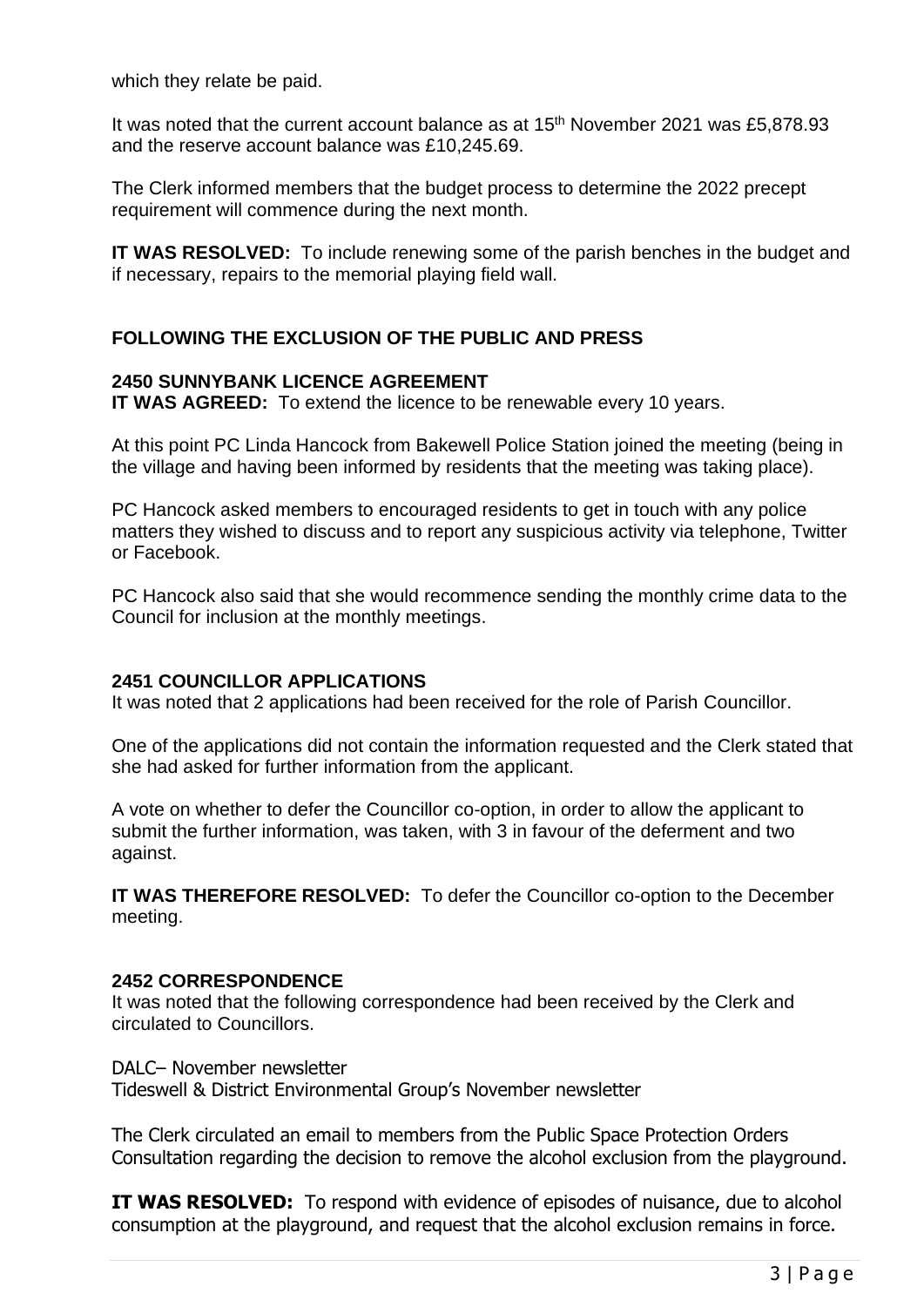which they relate be paid.

It was noted that the current account balance as at 15th November 2021 was £5,878.93 and the reserve account balance was £10,245.69.

The Clerk informed members that the budget process to determine the 2022 precept requirement will commence during the next month.

**IT WAS RESOLVED:** To include renewing some of the parish benches in the budget and if necessary, repairs to the memorial playing field wall.

**FOLLOWING THE EXCLUSION OF THE PUBLIC AND PRESS**

**2450 SUNNYBANK LICENCE AGREEMENT**

**IT WAS AGREED:** To extend the licence to be renewable every 10 years.

At this point PC Linda Hancock from Bakewell Police Station joined the meeting (being in the village and having been informed by residents that the meeting was taking place).

PC Hancock asked members to encouraged residents to get in touch with any police matters they wished to discuss and to report any suspicious activity via telephone, Twitter or Facebook.

PC Hancock also said that she would recommence sending the monthly crime data to the Council for inclusion at the monthly meetings.

**2451 COUNCILLOR APPLICATIONS**

It was noted that 2 applications had been received for the role of Parish Councillor.

One of the applications did not contain the information requested and the Clerk stated that she had asked for further information from the applicant.

A vote on whether to defer the Councillor co-option, in order to allow the applicant to submit the further information, was taken, with 3 in favour of the deferment and two against.

**IT WAS THEREFORE RESOLVED:** To defer the Councillor co-option to the December meeting.

**2452 CORRESPONDENCE**

It was noted that the following correspondence had been received by the Clerk and circulated to Councillors.

DALC– November newsletter
Tideswell & District Environmental Group's November newsletter

The Clerk circulated an email to members from the Public Space Protection Orders Consultation regarding the decision to remove the alcohol exclusion from the playground.

**IT WAS RESOLVED:** To respond with evidence of episodes of nuisance, due to alcohol consumption at the playground, and request that the alcohol exclusion remains in force.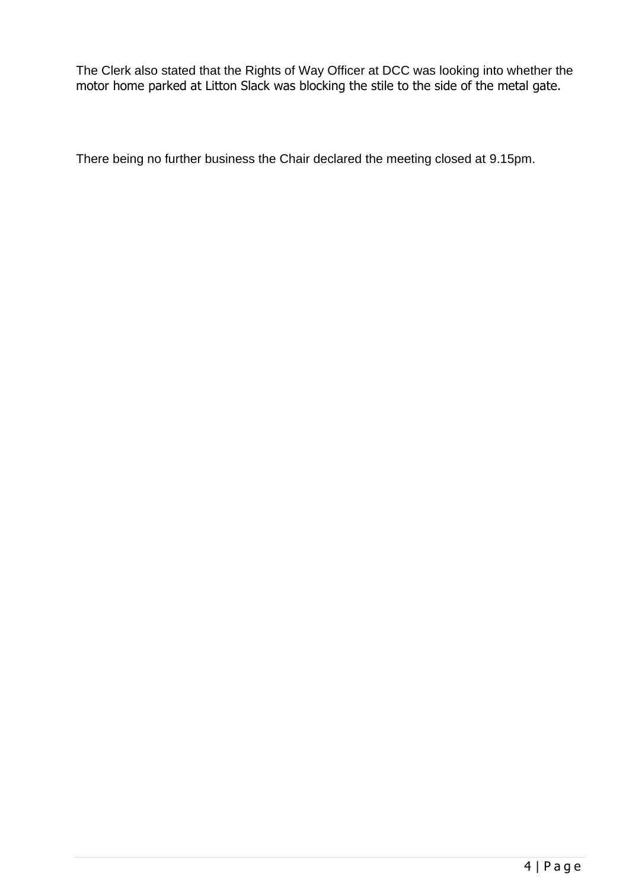The Clerk also stated that the Rights of Way Officer at DCC was looking into whether the motor home parked at Litton Slack was blocking the stile to the side of the metal gate.

There being no further business the Chair declared the meeting closed at 9.15pm.